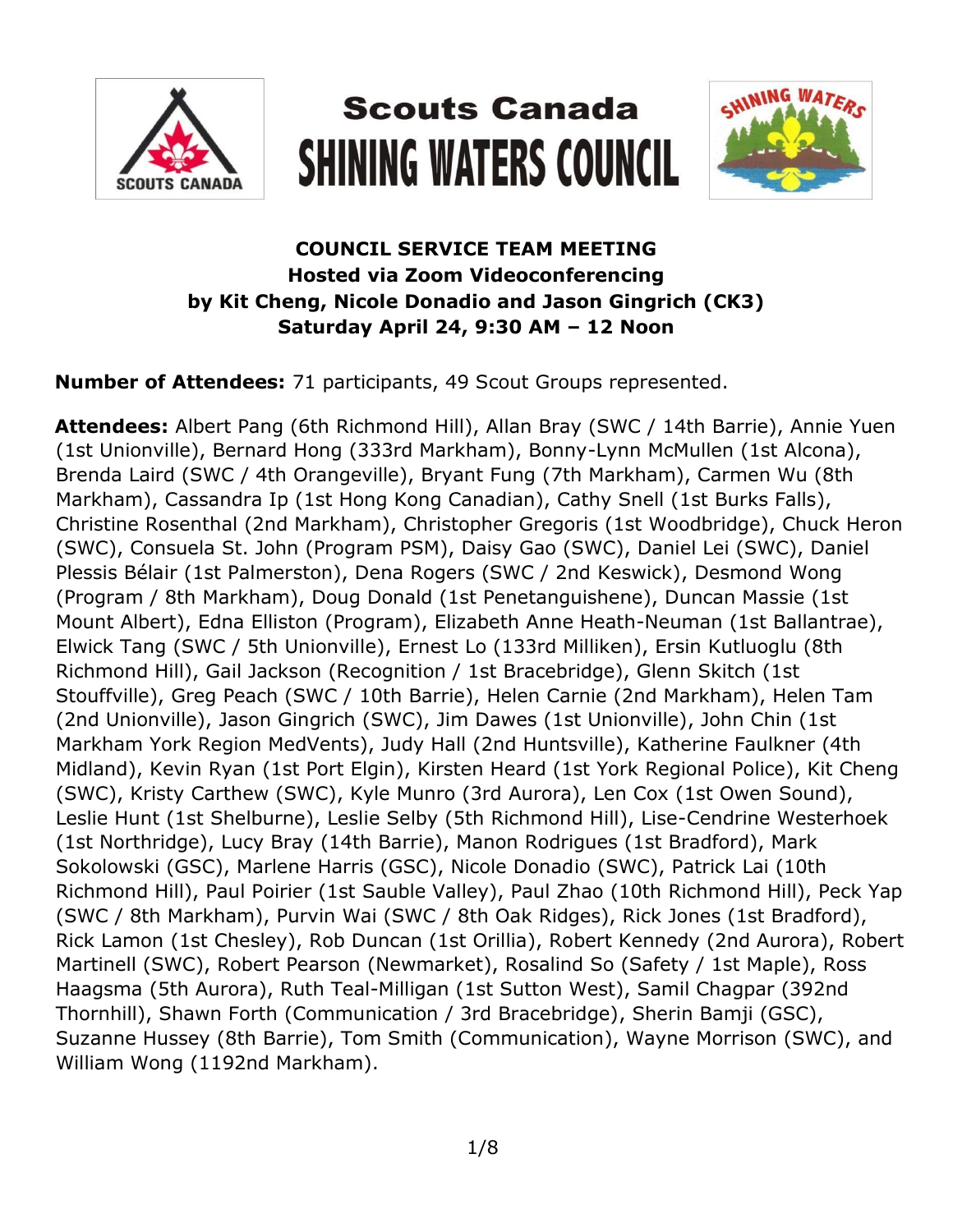# Scouts Canada
# SHINING WATERS COUNCIL

**COUNCIL SERVICE TEAM MEETING**
**Hosted via Zoom Videoconferencing**
**by Kit Cheng, Nicole Donadio and Jason Gingrich (CK3)**
**Saturday April 24, 9:30 AM – 12 Noon**

**Number of Attendees:** 71 participants, 49 Scout Groups represented.

**Attendees:** Albert Pang (6th Richmond Hill), Allan Bray (SWC / 14th Barrie), Annie Yuen (1st Unionville), Bernard Hong (333rd Markham), Bonny-Lynn McMullen (1st Alcona), Brenda Laird (SWC / 4th Orangeville), Bryant Fung (7th Markham), Carmen Wu (8th Markham), Cassandra Ip (1st Hong Kong Canadian), Cathy Snell (1st Burks Falls), Christine Rosenthal (2nd Markham), Christopher Gregoris (1st Woodbridge), Chuck Heron (SWC), Consuela St. John (Program PSM), Daisy Gao (SWC), Daniel Lei (SWC), Daniel Plessis Bélair (1st Palmerston), Dena Rogers (SWC / 2nd Keswick), Desmond Wong (Program / 8th Markham), Doug Donald (1st Penetanguishene), Duncan Massie (1st Mount Albert), Edna Elliston (Program), Elizabeth Anne Heath-Neuman (1st Ballantrae), Elwick Tang (SWC / 5th Unionville), Ernest Lo (133rd Milliken), Ersin Kutluoglu (8th Richmond Hill), Gail Jackson (Recognition / 1st Bracebridge), Glenn Skitch (1st Stouffville), Greg Peach (SWC / 10th Barrie), Helen Carnie (2nd Markham), Helen Tam (2nd Unionville), Jason Gingrich (SWC), Jim Dawes (1st Unionville), John Chin (1st Markham York Region MedVents), Judy Hall (2nd Huntsville), Katherine Faulkner (4th Midland), Kevin Ryan (1st Port Elgin), Kirsten Heard (1st York Regional Police), Kit Cheng (SWC), Kristy Carthew (SWC), Kyle Munro (3rd Aurora), Len Cox (1st Owen Sound), Leslie Hunt (1st Shelburne), Leslie Selby (5th Richmond Hill), Lise-Cendrine Westerhoek (1st Northridge), Lucy Bray (14th Barrie), Manon Rodrigues (1st Bradford), Mark Sokolowski (GSC), Marlene Harris (GSC), Nicole Donadio (SWC), Patrick Lai (10th Richmond Hill), Paul Poirier (1st Sauble Valley), Paul Zhao (10th Richmond Hill), Peck Yap (SWC / 8th Markham), Purvin Wai (SWC / 8th Oak Ridges), Rick Jones (1st Bradford), Rick Lamon (1st Chesley), Rob Duncan (1st Orillia), Robert Kennedy (2nd Aurora), Robert Martinell (SWC), Robert Pearson (Newmarket), Rosalind So (Safety / 1st Maple), Ross Haagsma (5th Aurora), Ruth Teal-Milligan (1st Sutton West), Samil Chagpar (392nd Thornhill), Shawn Forth (Communication / 3rd Bracebridge), Sherin Bamji (GSC), Suzanne Hussey (8th Barrie), Tom Smith (Communication), Wayne Morrison (SWC), and William Wong (1192nd Markham).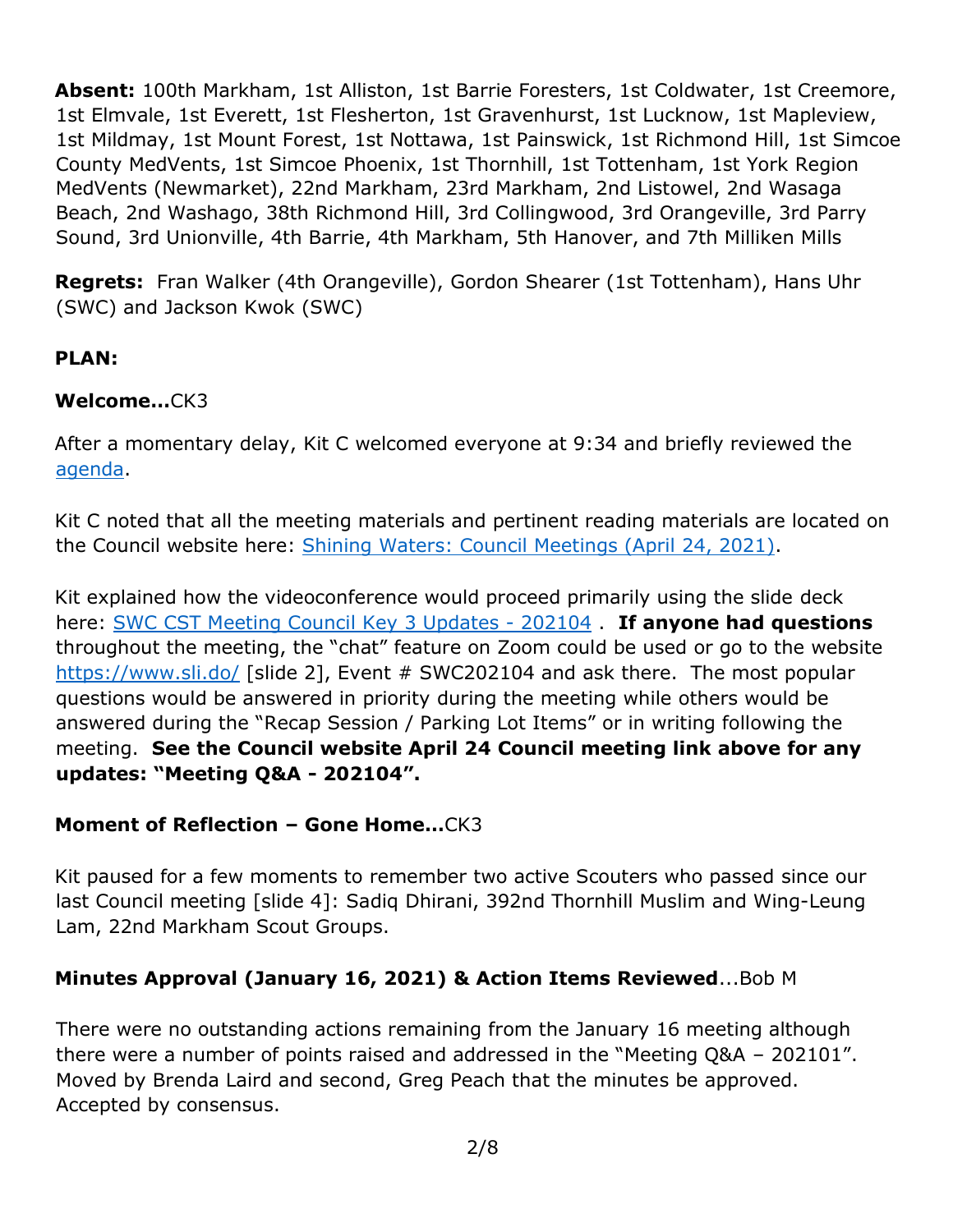**Absent:** 100th Markham, 1st Alliston, 1st Barrie Foresters, 1st Coldwater, 1st Creemore, 1st Elmvale, 1st Everett, 1st Flesherton, 1st Gravenhurst, 1st Lucknow, 1st Mapleview, 1st Mildmay, 1st Mount Forest, 1st Nottawa, 1st Painswick, 1st Richmond Hill, 1st Simcoe County MedVents, 1st Simcoe Phoenix, 1st Thornhill, 1st Tottenham, 1st York Region MedVents (Newmarket), 22nd Markham, 23rd Markham, 2nd Listowel, 2nd Wasaga Beach, 2nd Washago, 38th Richmond Hill, 3rd Collingwood, 3rd Orangeville, 3rd Parry Sound, 3rd Unionville, 4th Barrie, 4th Markham, 5th Hanover, and 7th Milliken Mills

**Regrets:** Fran Walker (4th Orangeville), Gordon Shearer (1st Tottenham), Hans Uhr (SWC) and Jackson Kwok (SWC)

**PLAN:**

**Welcome…**CK3

After a momentary delay, Kit C welcomed everyone at 9:34 and briefly reviewed the agenda.

Kit C noted that all the meeting materials and pertinent reading materials are located on the Council website here: Shining Waters: Council Meetings (April 24, 2021).

Kit explained how the videoconference would proceed primarily using the slide deck here: SWC CST Meeting Council Key 3 Updates - 202104 . **If anyone had questions** throughout the meeting, the "chat" feature on Zoom could be used or go to the website https://www.sli.do/ [slide 2], Event # SWC202104 and ask there. The most popular questions would be answered in priority during the meeting while others would be answered during the "Recap Session / Parking Lot Items" or in writing following the meeting. **See the Council website April 24 Council meeting link above for any updates: "Meeting Q&A - 202104".**

**Moment of Reflection – Gone Home…**CK3

Kit paused for a few moments to remember two active Scouters who passed since our last Council meeting [slide 4]: Sadiq Dhirani, 392nd Thornhill Muslim and Wing-Leung Lam, 22nd Markham Scout Groups.

**Minutes Approval (January 16, 2021) & Action Items Reviewed**...Bob M

There were no outstanding actions remaining from the January 16 meeting although there were a number of points raised and addressed in the "Meeting Q&A – 202101". Moved by Brenda Laird and second, Greg Peach that the minutes be approved. Accepted by consensus.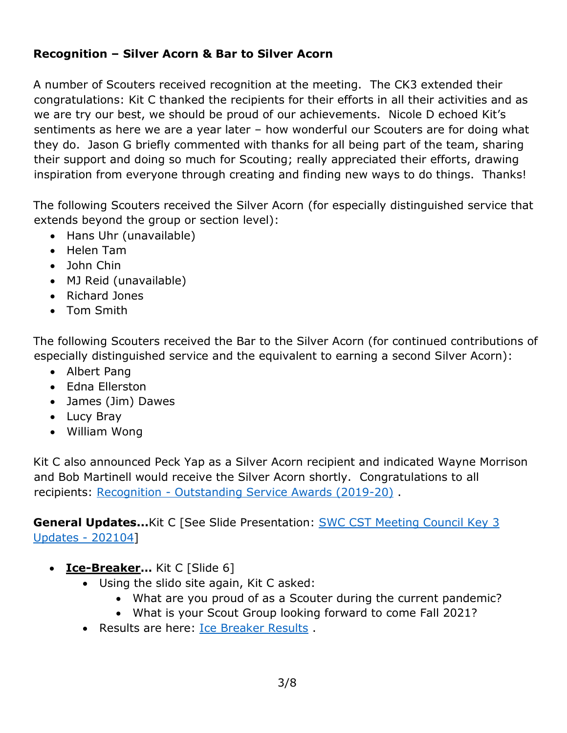**Recognition – Silver Acorn & Bar to Silver Acorn**

A number of Scouters received recognition at the meeting. The CK3 extended their congratulations: Kit C thanked the recipients for their efforts in all their activities and as we are try our best, we should be proud of our achievements. Nicole D echoed Kit's sentiments as here we are a year later – how wonderful our Scouters are for doing what they do. Jason G briefly commented with thanks for all being part of the team, sharing their support and doing so much for Scouting; really appreciated their efforts, drawing inspiration from everyone through creating and finding new ways to do things. Thanks!

The following Scouters received the Silver Acorn (for especially distinguished service that extends beyond the group or section level):

- Hans Uhr (unavailable)
- Helen Tam
- John Chin
- MJ Reid (unavailable)
- Richard Jones
- Tom Smith

The following Scouters received the Bar to the Silver Acorn (for continued contributions of especially distinguished service and the equivalent to earning a second Silver Acorn):

- Albert Pang
- Edna Ellerston
- James (Jim) Dawes
- Lucy Bray
- William Wong

Kit C also announced Peck Yap as a Silver Acorn recipient and indicated Wayne Morrison and Bob Martinell would receive the Silver Acorn shortly. Congratulations to all recipients: Recognition - Outstanding Service Awards (2019-20) .

**General Updates...**Kit C [See Slide Presentation: SWC CST Meeting Council Key 3 Updates - 202104]

- **Ice-Breaker...** Kit C [Slide 6]
  - Using the slido site again, Kit C asked:
    - What are you proud of as a Scouter during the current pandemic?
    - What is your Scout Group looking forward to come Fall 2021?
  - Results are here: Ice Breaker Results .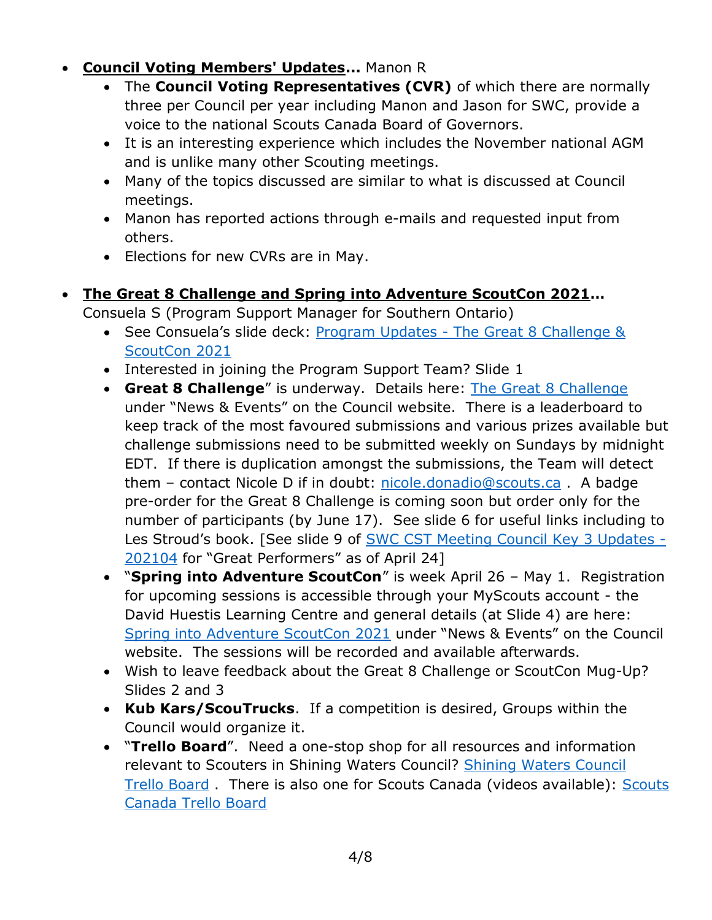- **Council Voting Members' Updates...** Manon R
  - The **Council Voting Representatives (CVR)** of which there are normally three per Council per year including Manon and Jason for SWC, provide a voice to the national Scouts Canada Board of Governors.
  - It is an interesting experience which includes the November national AGM and is unlike many other Scouting meetings.
  - Many of the topics discussed are similar to what is discussed at Council meetings.
  - Manon has reported actions through e-mails and requested input from others.
  - Elections for new CVRs are in May.

- **The Great 8 Challenge and Spring into Adventure ScoutCon 2021...** Consuela S (Program Support Manager for Southern Ontario)
  - See Consuela's slide deck: Program Updates - The Great 8 Challenge & ScoutCon 2021
  - Interested in joining the Program Support Team? Slide 1
  - **Great 8 Challenge**" is underway. Details here: The Great 8 Challenge under "News & Events" on the Council website. There is a leaderboard to keep track of the most favoured submissions and various prizes available but challenge submissions need to be submitted weekly on Sundays by midnight EDT. If there is duplication amongst the submissions, the Team will detect them – contact Nicole D if in doubt: nicole.donadio@scouts.ca . A badge pre-order for the Great 8 Challenge is coming soon but order only for the number of participants (by June 17). See slide 6 for useful links including to Les Stroud's book. [See slide 9 of SWC CST Meeting Council Key 3 Updates - 202104 for "Great Performers" as of April 24]
  - "**Spring into Adventure ScoutCon**" is week April 26 – May 1. Registration for upcoming sessions is accessible through your MyScouts account - the David Huestis Learning Centre and general details (at Slide 4) are here: Spring into Adventure ScoutCon 2021 under "News & Events" on the Council website. The sessions will be recorded and available afterwards.
  - Wish to leave feedback about the Great 8 Challenge or ScoutCon Mug-Up? Slides 2 and 3
  - **Kub Kars/ScouTrucks**. If a competition is desired, Groups within the Council would organize it.
  - "**Trello Board**". Need a one-stop shop for all resources and information relevant to Scouters in Shining Waters Council? Shining Waters Council Trello Board . There is also one for Scouts Canada (videos available): Scouts Canada Trello Board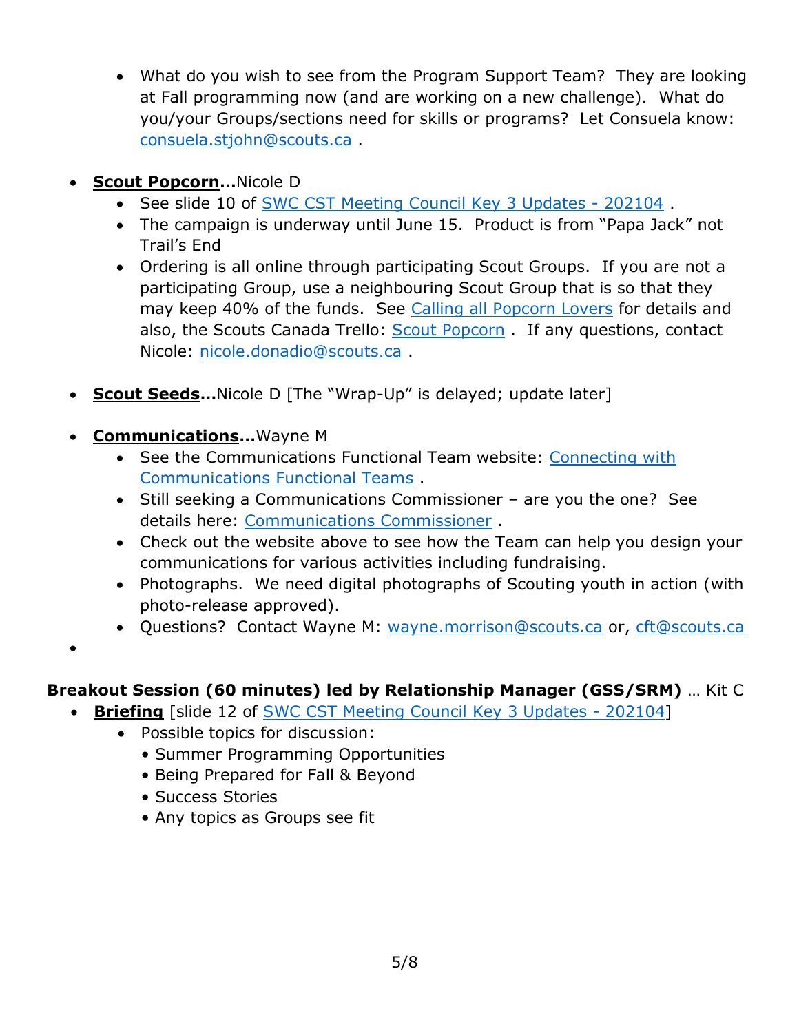- What do you wish to see from the Program Support Team? They are looking at Fall programming now (and are working on a new challenge). What do you/your Groups/sections need for skills or programs? Let Consuela know: consuela.stjohn@scouts.ca .

- **Scout Popcorn...**Nicole D
    - See slide 10 of SWC CST Meeting Council Key 3 Updates - 202104 .
    - The campaign is underway until June 15. Product is from "Papa Jack" not Trail's End
    - Ordering is all online through participating Scout Groups. If you are not a participating Group, use a neighbouring Scout Group that is so that they may keep 40% of the funds. See Calling all Popcorn Lovers for details and also, the Scouts Canada Trello: Scout Popcorn . If any questions, contact Nicole: nicole.donadio@scouts.ca .

- **Scout Seeds...**Nicole D [The "Wrap-Up" is delayed; update later]

- **Communications...**Wayne M
    - See the Communications Functional Team website: Connecting with Communications Functional Teams .
    - Still seeking a Communications Commissioner – are you the one? See details here: Communications Commissioner .
    - Check out the website above to see how the Team can help you design your communications for various activities including fundraising.
    - Photographs. We need digital photographs of Scouting youth in action (with photo-release approved).
    - Questions? Contact Wayne M: wayne.morrison@scouts.ca or, cft@scouts.ca

**Breakout Session (60 minutes) led by Relationship Manager (GSS/SRM)** … Kit C

- **Briefing** [slide 12 of SWC CST Meeting Council Key 3 Updates - 202104]
    - Possible topics for discussion:
        - Summer Programming Opportunities
        - Being Prepared for Fall & Beyond
        - Success Stories
        - Any topics as Groups see fit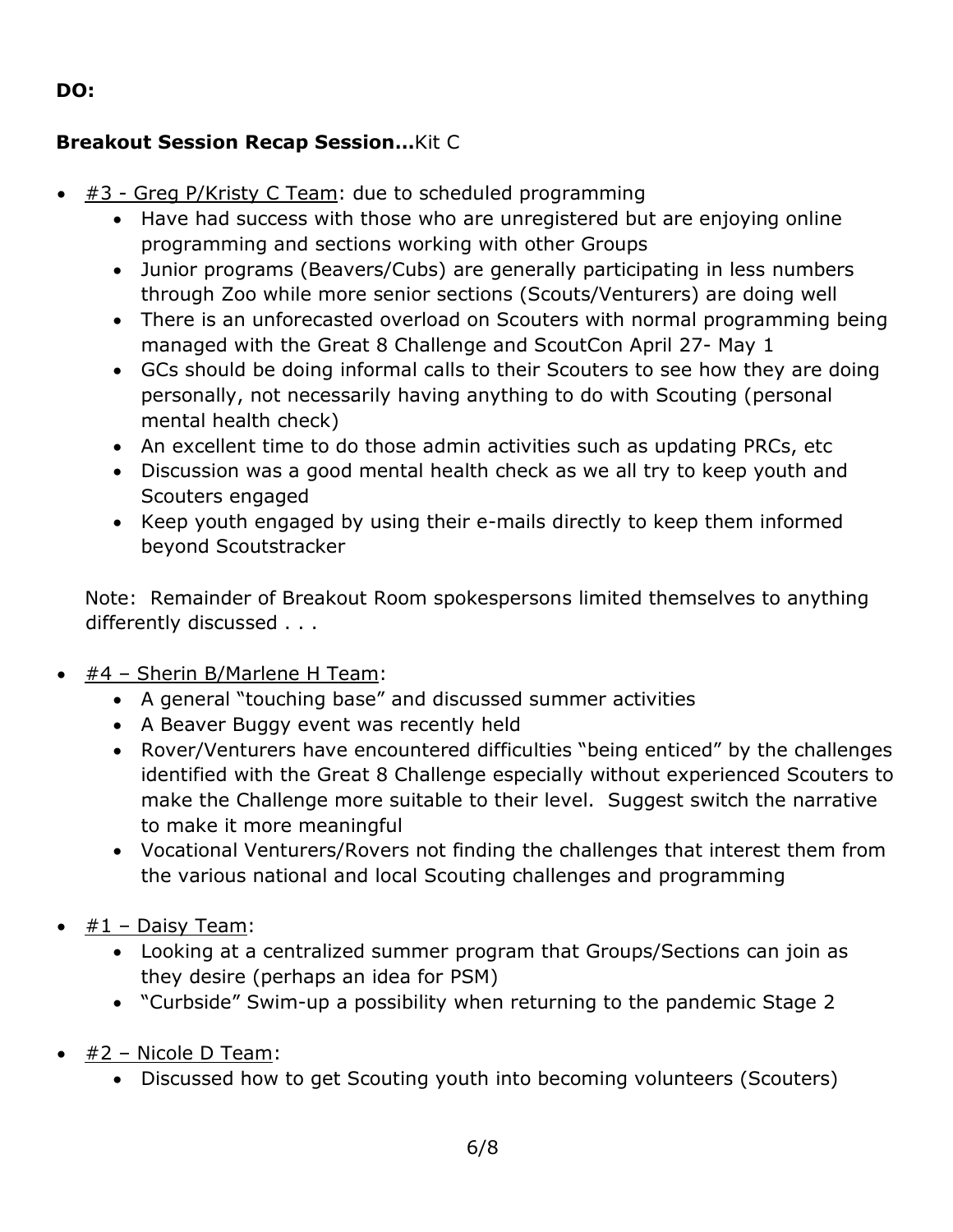**DO:**

**Breakout Session Recap Session…**Kit C

- #3 - Greg P/Kristy C Team: due to scheduled programming
    - Have had success with those who are unregistered but are enjoying online programming and sections working with other Groups
    - Junior programs (Beavers/Cubs) are generally participating in less numbers through Zoo while more senior sections (Scouts/Venturers) are doing well
    - There is an unforecasted overload on Scouters with normal programming being managed with the Great 8 Challenge and ScoutCon April 27- May 1
    - GCs should be doing informal calls to their Scouters to see how they are doing personally, not necessarily having anything to do with Scouting (personal mental health check)
    - An excellent time to do those admin activities such as updating PRCs, etc
    - Discussion was a good mental health check as we all try to keep youth and Scouters engaged
    - Keep youth engaged by using their e-mails directly to keep them informed beyond Scoutstracker

  Note: Remainder of Breakout Room spokespersons limited themselves to anything differently discussed . . .

- #4 – Sherin B/Marlene H Team:
    - A general "touching base" and discussed summer activities
    - A Beaver Buggy event was recently held
    - Rover/Venturers have encountered difficulties "being enticed" by the challenges identified with the Great 8 Challenge especially without experienced Scouters to make the Challenge more suitable to their level. Suggest switch the narrative to make it more meaningful
    - Vocational Venturers/Rovers not finding the challenges that interest them from the various national and local Scouting challenges and programming

- #1 – Daisy Team:
    - Looking at a centralized summer program that Groups/Sections can join as they desire (perhaps an idea for PSM)
    - "Curbside" Swim-up a possibility when returning to the pandemic Stage 2

- #2 – Nicole D Team:
    - Discussed how to get Scouting youth into becoming volunteers (Scouters)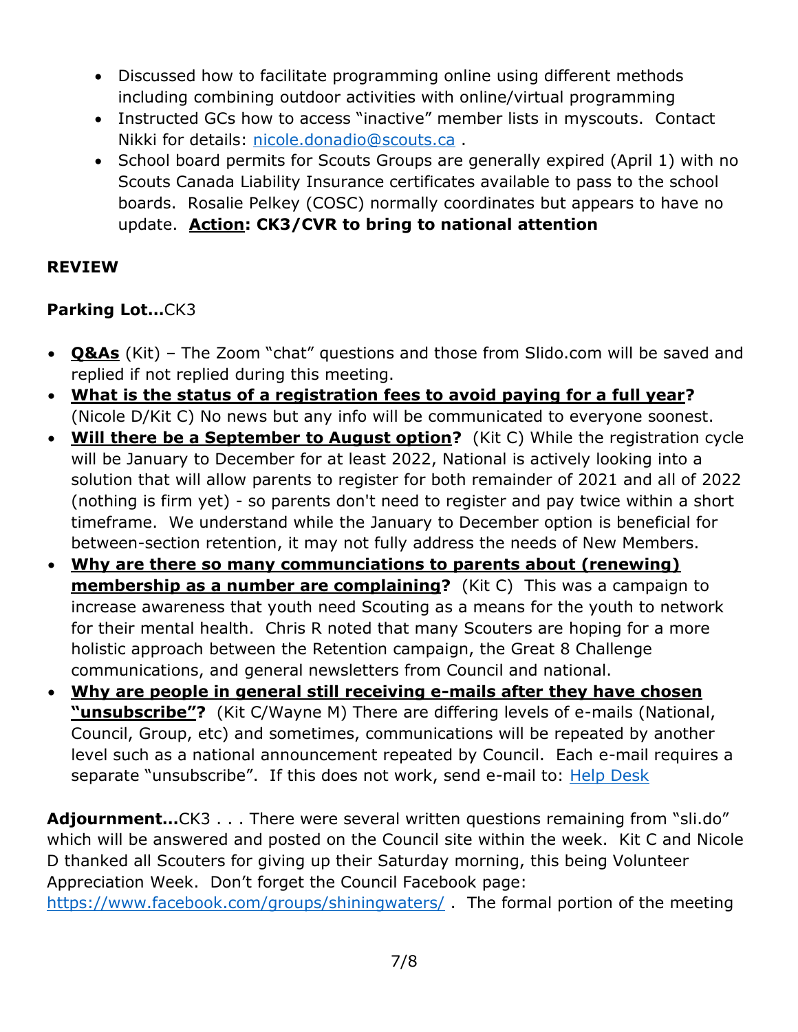- Discussed how to facilitate programming online using different methods including combining outdoor activities with online/virtual programming
- Instructed GCs how to access "inactive" member lists in myscouts. Contact Nikki for details: nicole.donadio@scouts.ca .
- School board permits for Scouts Groups are generally expired (April 1) with no Scouts Canada Liability Insurance certificates available to pass to the school boards. Rosalie Pelkey (COSC) normally coordinates but appears to have no update. **Action: CK3/CVR to bring to national attention**

**REVIEW**

**Parking Lot...**CK3

- **Q&As** (Kit) – The Zoom "chat" questions and those from Slido.com will be saved and replied if not replied during this meeting.
- **What is the status of a registration fees to avoid paying for a full year?** (Nicole D/Kit C) No news but any info will be communicated to everyone soonest.
- **Will there be a September to August option?** (Kit C) While the registration cycle will be January to December for at least 2022, National is actively looking into a solution that will allow parents to register for both remainder of 2021 and all of 2022 (nothing is firm yet) - so parents don't need to register and pay twice within a short timeframe. We understand while the January to December option is beneficial for between-section retention, it may not fully address the needs of New Members.
- **Why are there so many communciations to parents about (renewing) membership as a number are complaining?** (Kit C) This was a campaign to increase awareness that youth need Scouting as a means for the youth to network for their mental health. Chris R noted that many Scouters are hoping for a more holistic approach between the Retention campaign, the Great 8 Challenge communications, and general newsletters from Council and national.
- **Why are people in general still receiving e-mails after they have chosen "unsubscribe"?** (Kit C/Wayne M) There are differing levels of e-mails (National, Council, Group, etc) and sometimes, communications will be repeated by another level such as a national announcement repeated by Council. Each e-mail requires a separate "unsubscribe". If this does not work, send e-mail to: Help Desk

**Adjournment...**CK3 . . . There were several written questions remaining from "sli.do" which will be answered and posted on the Council site within the week. Kit C and Nicole D thanked all Scouters for giving up their Saturday morning, this being Volunteer Appreciation Week. Don't forget the Council Facebook page: https://www.facebook.com/groups/shiningwaters/ . The formal portion of the meeting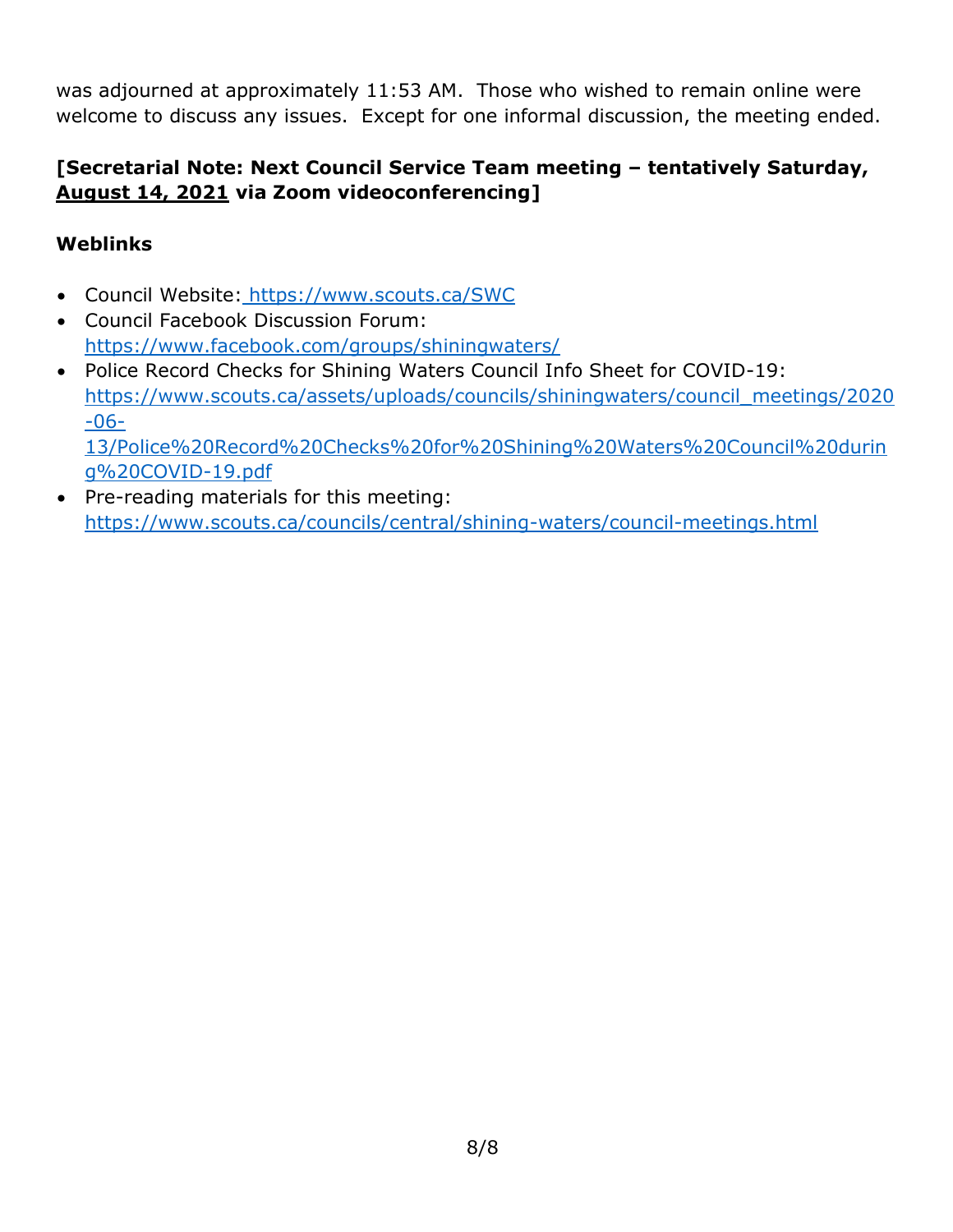was adjourned at approximately 11:53 AM. Those who wished to remain online were welcome to discuss any issues. Except for one informal discussion, the meeting ended.

**[Secretarial Note: Next Council Service Team meeting – tentatively Saturday, August 14, 2021 via Zoom videoconferencing]**

**Weblinks**

- Council Website: https://www.scouts.ca/SWC
- Council Facebook Discussion Forum: https://www.facebook.com/groups/shiningwaters/
- Police Record Checks for Shining Waters Council Info Sheet for COVID-19: https://www.scouts.ca/assets/uploads/councils/shiningwaters/council_meetings/2020-06-13/Police%20Record%20Checks%20for%20Shining%20Waters%20Council%20during%20COVID-19.pdf
- Pre-reading materials for this meeting: https://www.scouts.ca/councils/central/shining-waters/council-meetings.html